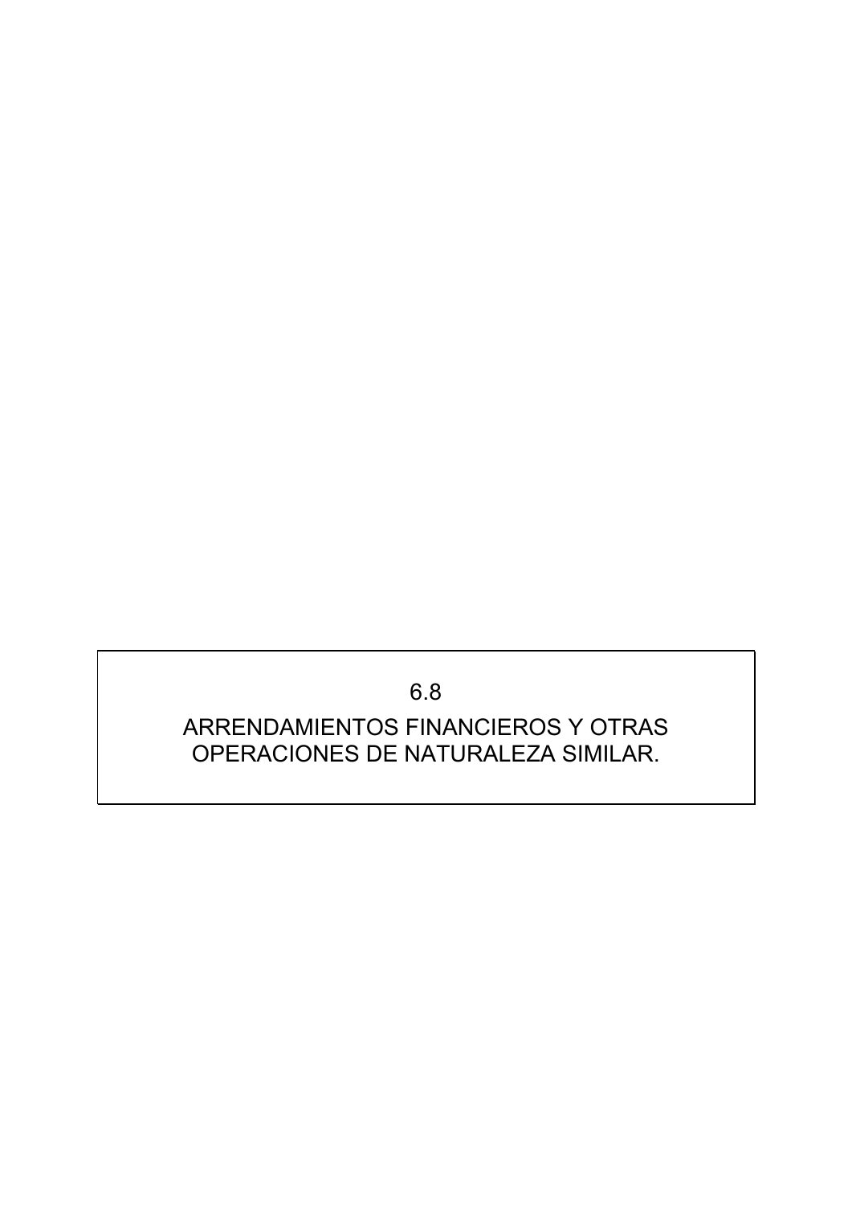# 6.8

# ARRENDAMIENTOS FINANCIEROS Y OTRAS OPERACIONES DE NATURALEZA SIMILAR.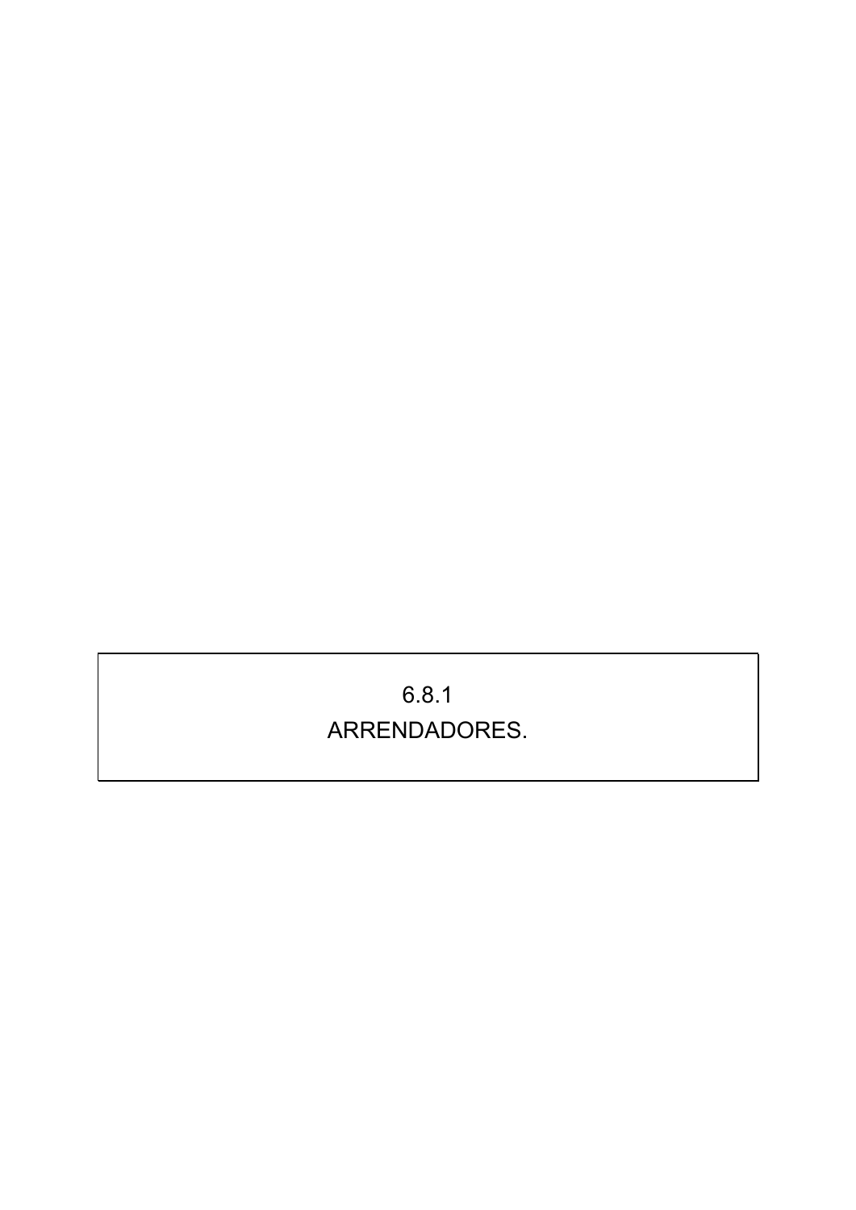6.8.1

ARRENDADORES.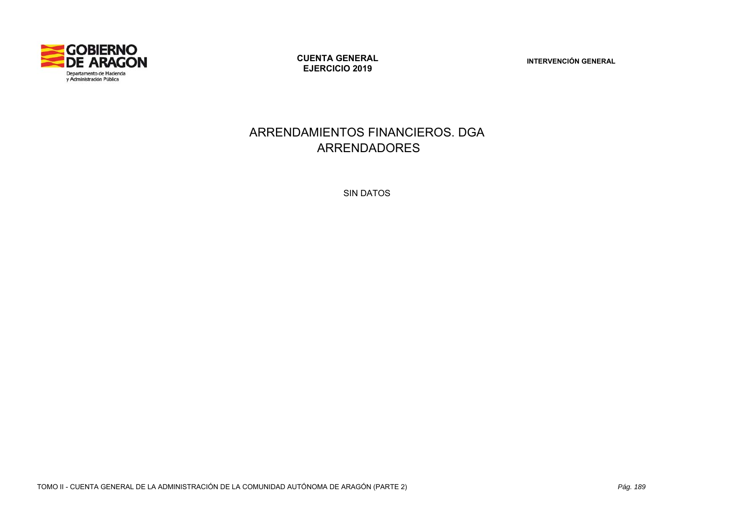# ARRENDAMIENTOS FINANCIEROS. DGA
## ARRENDADORES

SIN DATOS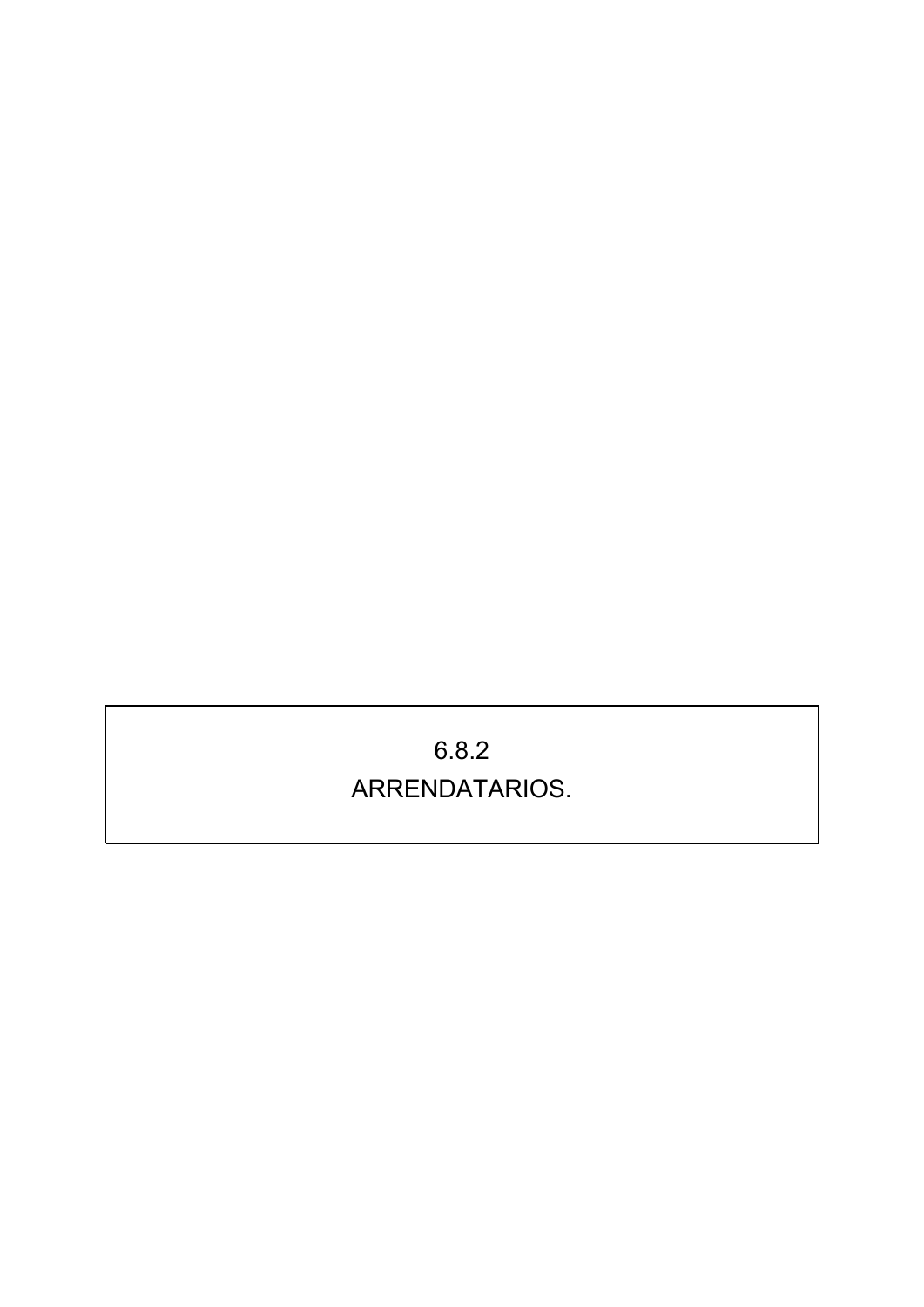6.8.2

ARRENDATARIOS.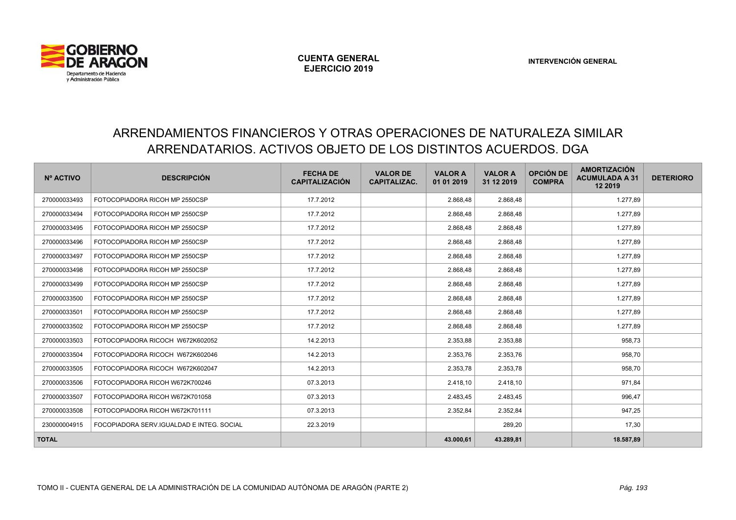GOBIERNO DE ARAGON
Departamento de Hacienda y Administración Pública

**CUENTA GENERAL EJERCICIO 2019**

**INTERVENCIÓN GENERAL**

# ARRENDAMIENTOS FINANCIEROS Y OTRAS OPERACIONES DE NATURALEZA SIMILAR ARRENDATARIOS. ACTIVOS OBJETO DE LOS DISTINTOS ACUERDOS. DGA

| Nº ACTIVO | DESCRIPCIÓN | FECHA DE CAPITALIZACIÓN | VALOR DE CAPITALIZAC. | VALOR A 01 01 2019 | VALOR A 31 12 2019 | OPCIÓN DE COMPRA | AMORTIZACIÓN ACUMULADA A 31 12 2019 | DETERIORO |
|---|---|---|---|---|---|---|---|---|
| 270000033493 | FOTOCOPIADORA RICOH MP 2550CSP | 17.7.2012 | | 2.868,48 | 2.868,48 | | 1.277,89 | |
| 270000033494 | FOTOCOPIADORA RICOH MP 2550CSP | 17.7.2012 | | 2.868,48 | 2.868,48 | | 1.277,89 | |
| 270000033495 | FOTOCOPIADORA RICOH MP 2550CSP | 17.7.2012 | | 2.868,48 | 2.868,48 | | 1.277,89 | |
| 270000033496 | FOTOCOPIADORA RICOH MP 2550CSP | 17.7.2012 | | 2.868,48 | 2.868,48 | | 1.277,89 | |
| 270000033497 | FOTOCOPIADORA RICOH MP 2550CSP | 17.7.2012 | | 2.868,48 | 2.868,48 | | 1.277,89 | |
| 270000033498 | FOTOCOPIADORA RICOH MP 2550CSP | 17.7.2012 | | 2.868,48 | 2.868,48 | | 1.277,89 | |
| 270000033499 | FOTOCOPIADORA RICOH MP 2550CSP | 17.7.2012 | | 2.868,48 | 2.868,48 | | 1.277,89 | |
| 270000033500 | FOTOCOPIADORA RICOH MP 2550CSP | 17.7.2012 | | 2.868,48 | 2.868,48 | | 1.277,89 | |
| 270000033501 | FOTOCOPIADORA RICOH MP 2550CSP | 17.7.2012 | | 2.868,48 | 2.868,48 | | 1.277,89 | |
| 270000033502 | FOTOCOPIADORA RICOH MP 2550CSP | 17.7.2012 | | 2.868,48 | 2.868,48 | | 1.277,89 | |
| 270000033503 | FOTOCOPIADORA RICOCH W672K602052 | 14.2.2013 | | 2.353,88 | 2.353,88 | | 958,73 | |
| 270000033504 | FOTOCOPIADORA RICOCH W672K602046 | 14.2.2013 | | 2.353,76 | 2.353,76 | | 958,70 | |
| 270000033505 | FOTOCOPIADORA RICOCH W672K602047 | 14.2.2013 | | 2.353,78 | 2.353,78 | | 958,70 | |
| 270000033506 | FOTOCOPIADORA RICOH W672K700246 | 07.3.2013 | | 2.418,10 | 2.418,10 | | 971,84 | |
| 270000033507 | FOTOCOPIADORA RICOH W672K701058 | 07.3.2013 | | 2.483,45 | 2.483,45 | | 996,47 | |
| 270000033508 | FOTOCOPIADORA RICOH W672K701111 | 07.3.2013 | | 2.352,84 | 2.352,84 | | 947,25 | |
| 230000004915 | FOCOPIADORA SERV.IGUALDAD E INTEG. SOCIAL | 22.3.2019 | | | 289,20 | | 17,30 | |
| **TOTAL** | | | | **43.000,61** | **43.289,81** | | **18.587,89** | |

TOMO II - CUENTA GENERAL DE LA ADMINISTRACIÓN DE LA COMUNIDAD AUTÓNOMA DE ARAGÓN (PARTE 2)